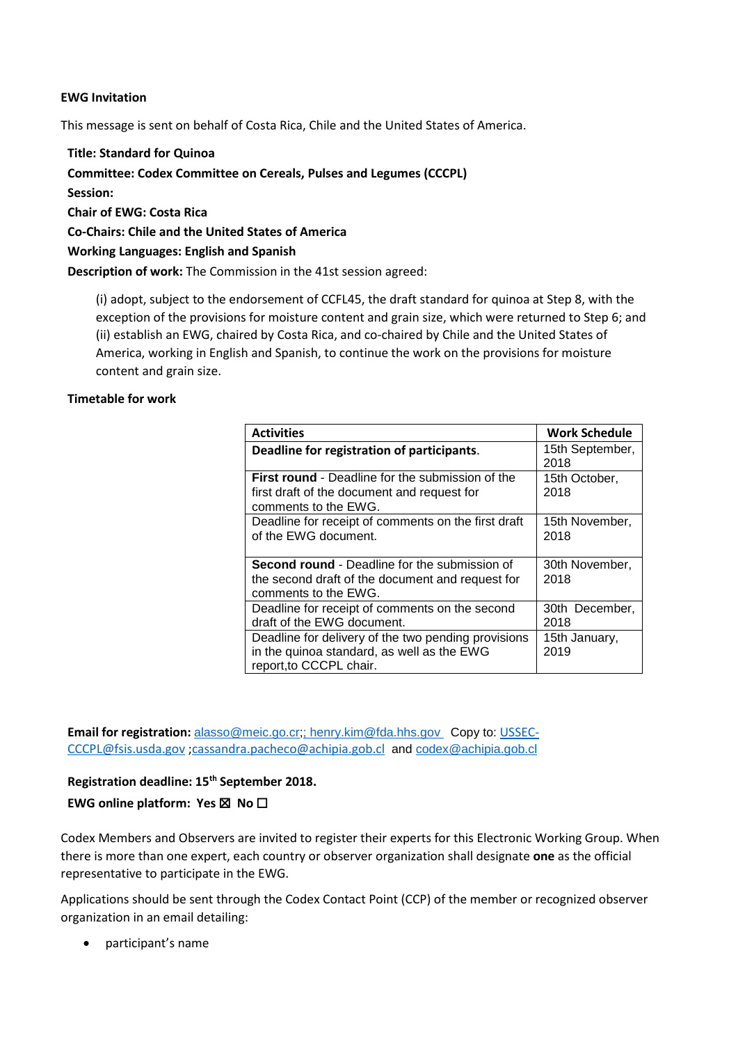**EWG Invitation**

This message is sent on behalf of Costa Rica, Chile and the United States of America.

**Title: Standard for Quinoa**

**Committee: Codex Committee on Cereals, Pulses and Legumes (CCCPL)**

**Session:**

**Chair of EWG: Costa Rica**

**Co-Chairs: Chile and the United States of America**

**Working Languages: English and Spanish**

**Description of work:** The Commission in the 41st session agreed:

(i) adopt, subject to the endorsement of CCFL45, the draft standard for quinoa at Step 8, with the exception of the provisions for moisture content and grain size, which were returned to Step 6; and (ii) establish an EWG, chaired by Costa Rica, and co-chaired by Chile and the United States of America, working in English and Spanish, to continue the work on the provisions for moisture content and grain size.

**Timetable for work**

| **Activities** | **Work Schedule** |
|---|---|
| **Deadline for registration of participants**. | 15th September, 2018 |
| **First round** - Deadline for the submission of the first draft of the document and request for comments to the EWG. | 15th October, 2018 |
| Deadline for receipt of comments on the first draft of the EWG document. | 15th November, 2018 |
| **Second round** - Deadline for the submission of the second draft of the document and request for comments to the EWG. | 30th November, 2018 |
| Deadline for receipt of comments on the second draft of the EWG document. | 30th December, 2018 |
| Deadline for delivery of the two pending provisions in the quinoa standard, as well as the EWG report,to CCCPL chair. | 15th January, 2019 |

**Email for registration:** alasso@meic.go.cr;; henry.kim@fda.hhs.gov Copy to: USSEC-CCCPL@fsis.usda.gov ;cassandra.pacheco@achipia.gob.cl and codex@achipia.gob.cl

**Registration deadline: 15th September 2018.**

**EWG online platform: Yes ☒ No ☐**

Codex Members and Observers are invited to register their experts for this Electronic Working Group. When there is more than one expert, each country or observer organization shall designate **one** as the official representative to participate in the EWG.

Applications should be sent through the Codex Contact Point (CCP) of the member or recognized observer organization in an email detailing:

- participant's name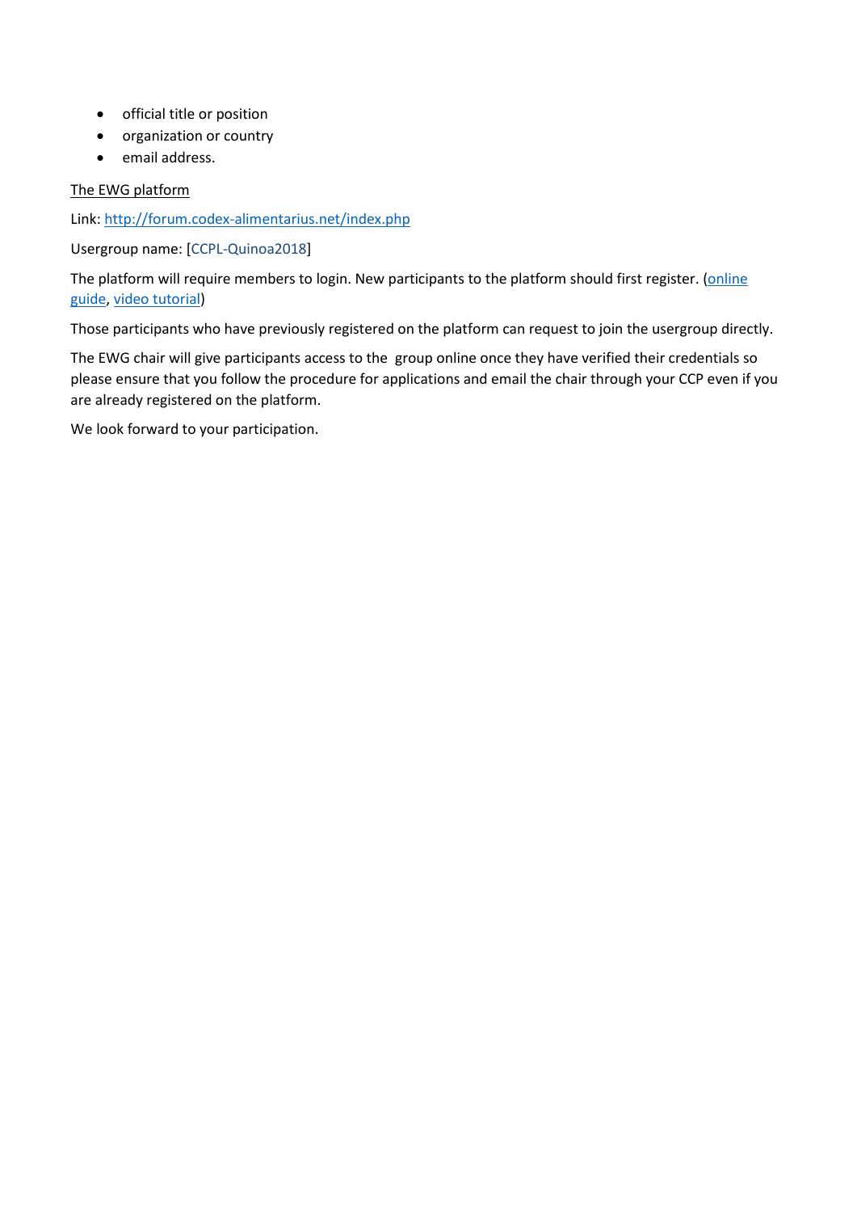- official title or position
- organization or country
- email address.

The EWG platform

Link: http://forum.codex-alimentarius.net/index.php

Usergroup name: [CCPL-Quinoa2018]

The platform will require members to login. New participants to the platform should first register. (online guide, video tutorial)

Those participants who have previously registered on the platform can request to join the usergroup directly.

The EWG chair will give participants access to the group online once they have verified their credentials so please ensure that you follow the procedure for applications and email the chair through your CCP even if you are already registered on the platform.

We look forward to your participation.